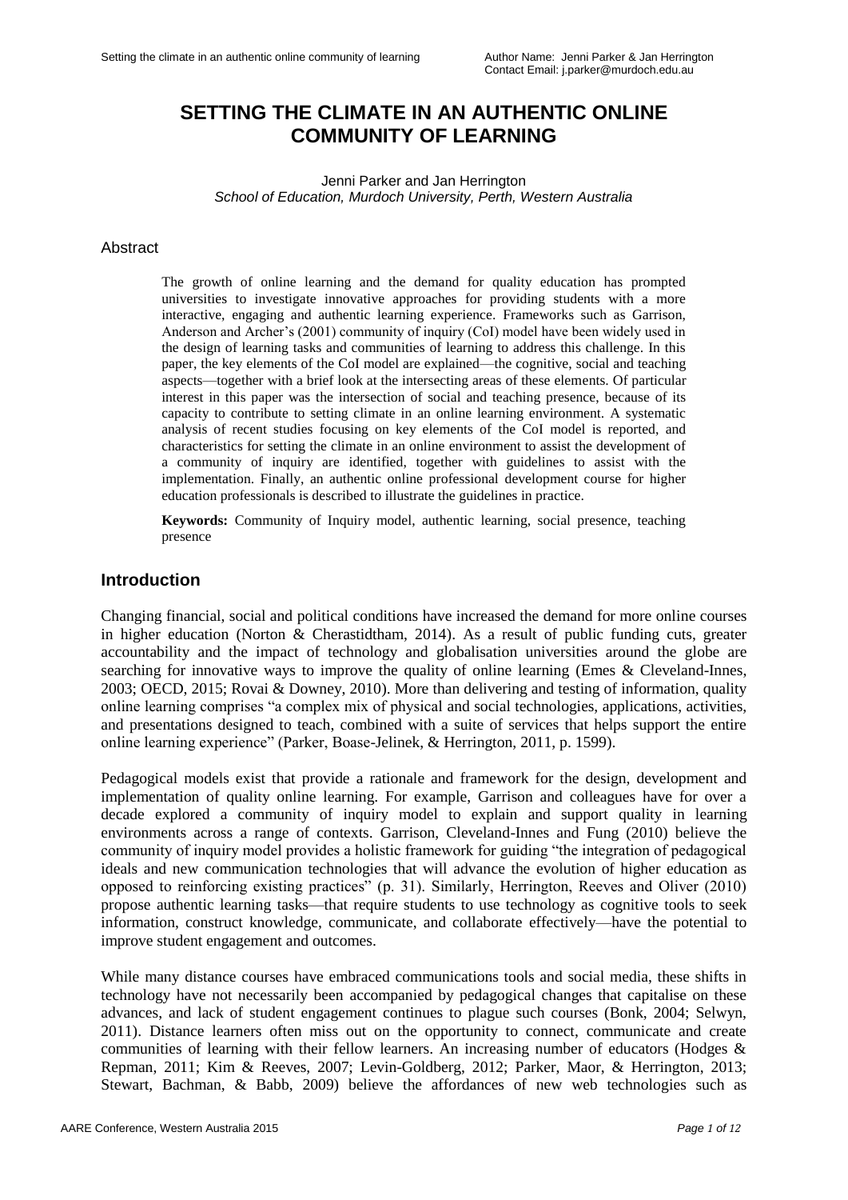# SETTING THE CLIMATE IN AN AUTHENTIC ONLINE COMMUNITY OF LEARNING

Jenni Parker and Jan Herrington
*School of Education, Murdoch University, Perth, Western Australia*

## Abstract

The growth of online learning and the demand for quality education has prompted universities to investigate innovative approaches for providing students with a more interactive, engaging and authentic learning experience. Frameworks such as Garrison, Anderson and Archer's (2001) community of inquiry (CoI) model have been widely used in the design of learning tasks and communities of learning to address this challenge. In this paper, the key elements of the CoI model are explained—the cognitive, social and teaching aspects—together with a brief look at the intersecting areas of these elements. Of particular interest in this paper was the intersection of social and teaching presence, because of its capacity to contribute to setting climate in an online learning environment. A systematic analysis of recent studies focusing on key elements of the CoI model is reported, and characteristics for setting the climate in an online environment to assist the development of a community of inquiry are identified, together with guidelines to assist with the implementation. Finally, an authentic online professional development course for higher education professionals is described to illustrate the guidelines in practice.

**Keywords:** Community of Inquiry model, authentic learning, social presence, teaching presence

## Introduction

Changing financial, social and political conditions have increased the demand for more online courses in higher education (Norton & Cherastidtham, 2014). As a result of public funding cuts, greater accountability and the impact of technology and globalisation universities around the globe are searching for innovative ways to improve the quality of online learning (Emes & Cleveland-Innes, 2003; OECD, 2015; Rovai & Downey, 2010). More than delivering and testing of information, quality online learning comprises "a complex mix of physical and social technologies, applications, activities, and presentations designed to teach, combined with a suite of services that helps support the entire online learning experience" (Parker, Boase-Jelinek, & Herrington, 2011, p. 1599).

Pedagogical models exist that provide a rationale and framework for the design, development and implementation of quality online learning. For example, Garrison and colleagues have for over a decade explored a community of inquiry model to explain and support quality in learning environments across a range of contexts. Garrison, Cleveland-Innes and Fung (2010) believe the community of inquiry model provides a holistic framework for guiding "the integration of pedagogical ideals and new communication technologies that will advance the evolution of higher education as opposed to reinforcing existing practices" (p. 31). Similarly, Herrington, Reeves and Oliver (2010) propose authentic learning tasks—that require students to use technology as cognitive tools to seek information, construct knowledge, communicate, and collaborate effectively—have the potential to improve student engagement and outcomes.

While many distance courses have embraced communications tools and social media, these shifts in technology have not necessarily been accompanied by pedagogical changes that capitalise on these advances, and lack of student engagement continues to plague such courses (Bonk, 2004; Selwyn, 2011). Distance learners often miss out on the opportunity to connect, communicate and create communities of learning with their fellow learners. An increasing number of educators (Hodges & Repman, 2011; Kim & Reeves, 2007; Levin-Goldberg, 2012; Parker, Maor, & Herrington, 2013; Stewart, Bachman, & Babb, 2009) believe the affordances of new web technologies such as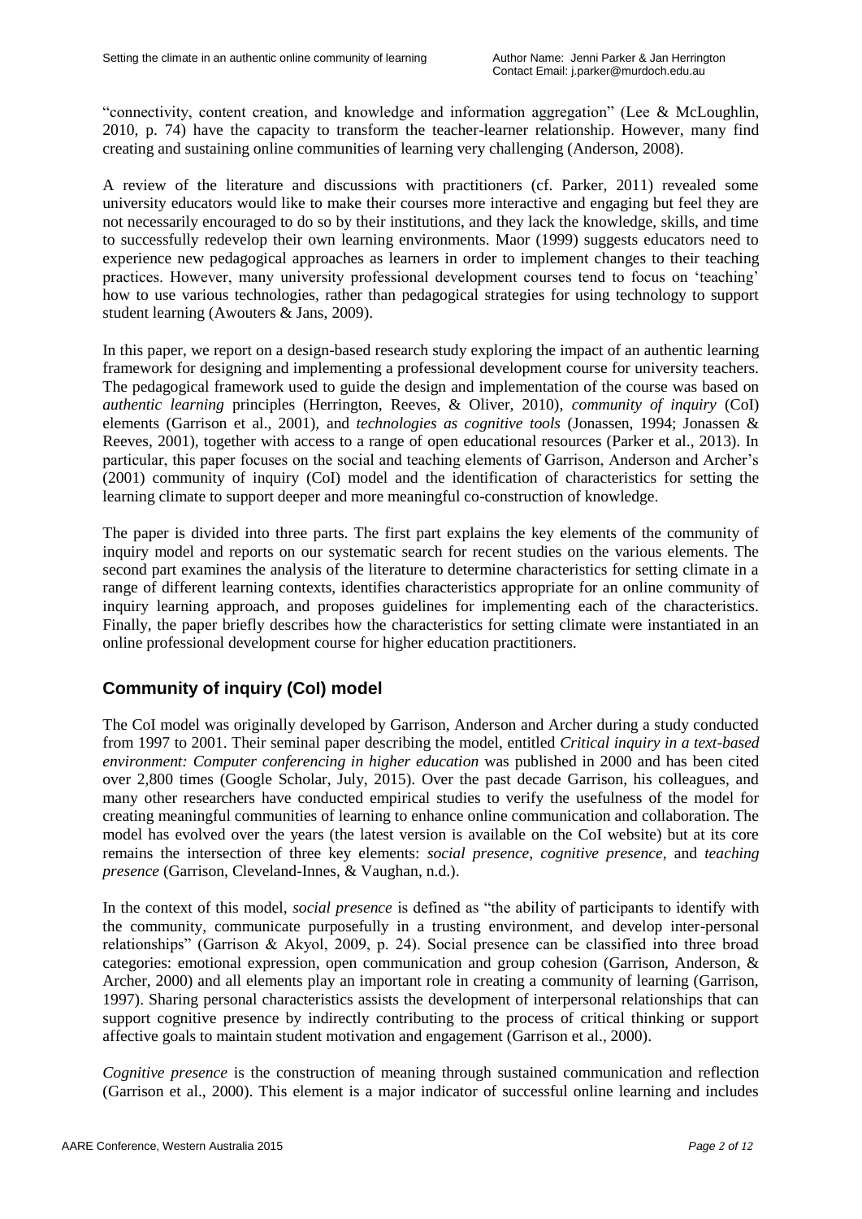"connectivity, content creation, and knowledge and information aggregation" (Lee & McLoughlin, 2010, p. 74) have the capacity to transform the teacher-learner relationship. However, many find creating and sustaining online communities of learning very challenging (Anderson, 2008).

A review of the literature and discussions with practitioners (cf. Parker, 2011) revealed some university educators would like to make their courses more interactive and engaging but feel they are not necessarily encouraged to do so by their institutions, and they lack the knowledge, skills, and time to successfully redevelop their own learning environments. Maor (1999) suggests educators need to experience new pedagogical approaches as learners in order to implement changes to their teaching practices. However, many university professional development courses tend to focus on 'teaching' how to use various technologies, rather than pedagogical strategies for using technology to support student learning (Awouters & Jans, 2009).

In this paper, we report on a design-based research study exploring the impact of an authentic learning framework for designing and implementing a professional development course for university teachers. The pedagogical framework used to guide the design and implementation of the course was based on *authentic learning* principles (Herrington, Reeves, & Oliver, 2010), *community of inquiry* (CoI) elements (Garrison et al., 2001), and *technologies as cognitive tools* (Jonassen, 1994; Jonassen & Reeves, 2001), together with access to a range of open educational resources (Parker et al., 2013). In particular, this paper focuses on the social and teaching elements of Garrison, Anderson and Archer's (2001) community of inquiry (CoI) model and the identification of characteristics for setting the learning climate to support deeper and more meaningful co-construction of knowledge.

The paper is divided into three parts. The first part explains the key elements of the community of inquiry model and reports on our systematic search for recent studies on the various elements. The second part examines the analysis of the literature to determine characteristics for setting climate in a range of different learning contexts, identifies characteristics appropriate for an online community of inquiry learning approach, and proposes guidelines for implementing each of the characteristics. Finally, the paper briefly describes how the characteristics for setting climate were instantiated in an online professional development course for higher education practitioners.

## Community of inquiry (CoI) model

The CoI model was originally developed by Garrison, Anderson and Archer during a study conducted from 1997 to 2001. Their seminal paper describing the model, entitled *Critical inquiry in a text-based environment: Computer conferencing in higher education* was published in 2000 and has been cited over 2,800 times (Google Scholar, July, 2015). Over the past decade Garrison, his colleagues, and many other researchers have conducted empirical studies to verify the usefulness of the model for creating meaningful communities of learning to enhance online communication and collaboration. The model has evolved over the years (the latest version is available on the CoI website) but at its core remains the intersection of three key elements: *social presence, cognitive presence,* and *teaching presence* (Garrison, Cleveland-Innes, & Vaughan, n.d.).

In the context of this model, *social presence* is defined as "the ability of participants to identify with the community, communicate purposefully in a trusting environment, and develop inter-personal relationships" (Garrison & Akyol, 2009, p. 24). Social presence can be classified into three broad categories: emotional expression, open communication and group cohesion (Garrison, Anderson, & Archer, 2000) and all elements play an important role in creating a community of learning (Garrison, 1997). Sharing personal characteristics assists the development of interpersonal relationships that can support cognitive presence by indirectly contributing to the process of critical thinking or support affective goals to maintain student motivation and engagement (Garrison et al., 2000).

*Cognitive presence* is the construction of meaning through sustained communication and reflection (Garrison et al., 2000). This element is a major indicator of successful online learning and includes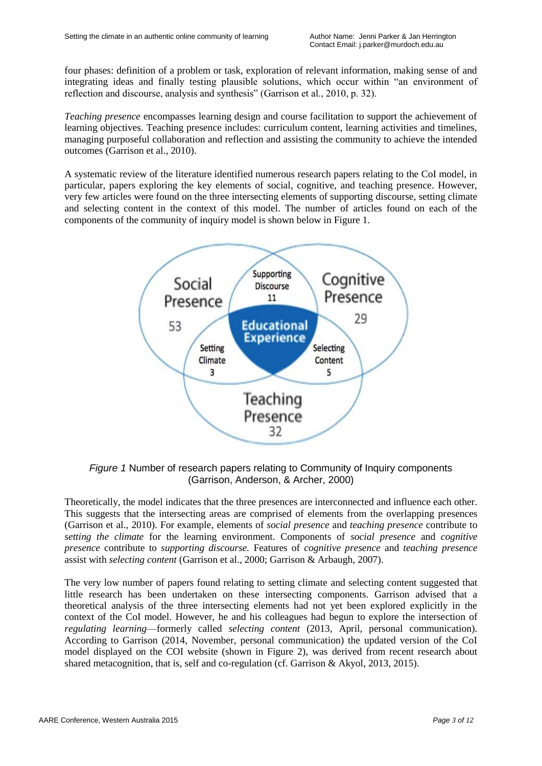four phases: definition of a problem or task, exploration of relevant information, making sense of and integrating ideas and finally testing plausible solutions, which occur within "an environment of reflection and discourse, analysis and synthesis" (Garrison et al., 2010, p. 32).

*Teaching presence* encompasses learning design and course facilitation to support the achievement of learning objectives. Teaching presence includes: curriculum content, learning activities and timelines, managing purposeful collaboration and reflection and assisting the community to achieve the intended outcomes (Garrison et al., 2010).

A systematic review of the literature identified numerous research papers relating to the CoI model, in particular, papers exploring the key elements of social, cognitive, and teaching presence. However, very few articles were found on the three intersecting elements of supporting discourse, setting climate and selecting content in the context of this model. The number of articles found on each of the components of the community of inquiry model is shown below in Figure 1.

*Figure 1* Number of research papers relating to Community of Inquiry components (Garrison, Anderson, & Archer, 2000)

Theoretically, the model indicates that the three presences are interconnected and influence each other. This suggests that the intersecting areas are comprised of elements from the overlapping presences (Garrison et al., 2010). For example, elements of *social presence* and *teaching presence* contribute to *setting the climate* for the learning environment. Components of *social presence* and *cognitive presence* contribute to *supporting discourse.* Features of *cognitive presence* and *teaching presence* assist with *selecting content* (Garrison et al., 2000; Garrison & Arbaugh, 2007).

The very low number of papers found relating to setting climate and selecting content suggested that little research has been undertaken on these intersecting components. Garrison advised that a theoretical analysis of the three intersecting elements had not yet been explored explicitly in the context of the CoI model. However, he and his colleagues had begun to explore the intersection of *regulating learning*—formerly called *selecting content* (2013, April, personal communication). According to Garrison (2014, November, personal communication) the updated version of the CoI model displayed on the COI website (shown in Figure 2), was derived from recent research about shared metacognition, that is, self and co-regulation (cf. Garrison & Akyol, 2013, 2015).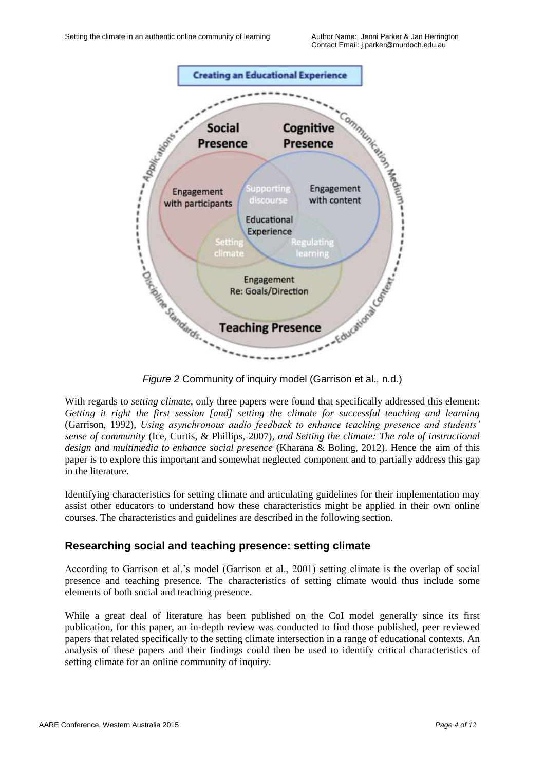*Figure 2* Community of inquiry model (Garrison et al., n.d.)

With regards to *setting climate*, only three papers were found that specifically addressed this element: *Getting it right the first session [and] setting the climate for successful teaching and learning* (Garrison, 1992), *Using asynchronous audio feedback to enhance teaching presence and students' sense of community* (Ice, Curtis, & Phillips, 2007), *and Setting the climate: The role of instructional design and multimedia to enhance social presence* (Kharana & Boling, 2012). Hence the aim of this paper is to explore this important and somewhat neglected component and to partially address this gap in the literature.

Identifying characteristics for setting climate and articulating guidelines for their implementation may assist other educators to understand how these characteristics might be applied in their own online courses. The characteristics and guidelines are described in the following section.

## Researching social and teaching presence: setting climate

According to Garrison et al.'s model (Garrison et al., 2001) setting climate is the overlap of social presence and teaching presence. The characteristics of setting climate would thus include some elements of both social and teaching presence.

While a great deal of literature has been published on the CoI model generally since its first publication, for this paper, an in-depth review was conducted to find those published, peer reviewed papers that related specifically to the setting climate intersection in a range of educational contexts. An analysis of these papers and their findings could then be used to identify critical characteristics of setting climate for an online community of inquiry.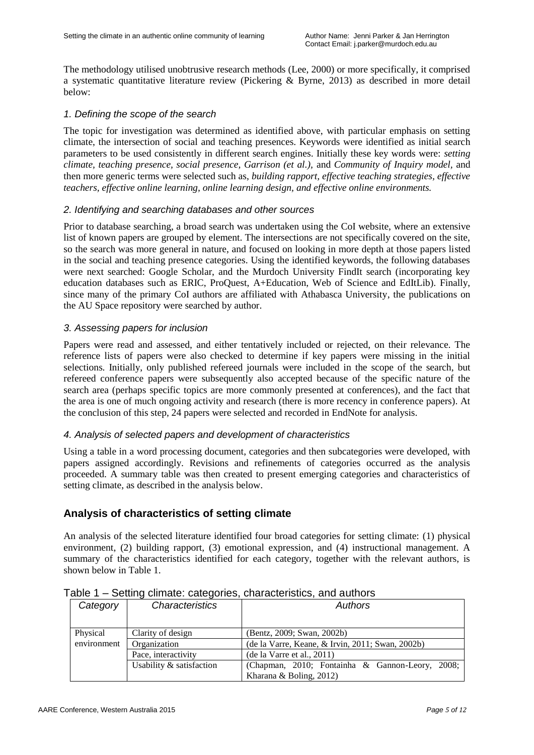The methodology utilised unobtrusive research methods (Lee, 2000) or more specifically, it comprised a systematic quantitative literature review (Pickering & Byrne, 2013) as described in more detail below:

### *1. Defining the scope of the search*

The topic for investigation was determined as identified above, with particular emphasis on setting climate, the intersection of social and teaching presences. Keywords were identified as initial search parameters to be used consistently in different search engines. Initially these key words were: *setting climate, teaching presence, social presence, Garrison (et al.),* and *Community of Inquiry model,* and then more generic terms were selected such as, *building rapport, effective teaching strategies, effective teachers, effective online learning, online learning design, and effective online environments.*

### *2. Identifying and searching databases and other sources*

Prior to database searching, a broad search was undertaken using the CoI website, where an extensive list of known papers are grouped by element. The intersections are not specifically covered on the site, so the search was more general in nature, and focused on looking in more depth at those papers listed in the social and teaching presence categories. Using the identified keywords, the following databases were next searched: Google Scholar, and the Murdoch University FindIt search (incorporating key education databases such as ERIC, ProQuest, A+Education, Web of Science and EdItLib). Finally, since many of the primary CoI authors are affiliated with Athabasca University, the publications on the AU Space repository were searched by author.

### *3. Assessing papers for inclusion*

Papers were read and assessed, and either tentatively included or rejected, on their relevance. The reference lists of papers were also checked to determine if key papers were missing in the initial selections. Initially, only published refereed journals were included in the scope of the search, but refereed conference papers were subsequently also accepted because of the specific nature of the search area (perhaps specific topics are more commonly presented at conferences), and the fact that the area is one of much ongoing activity and research (there is more recency in conference papers). At the conclusion of this step, 24 papers were selected and recorded in EndNote for analysis.

### *4. Analysis of selected papers and development of characteristics*

Using a table in a word processing document, categories and then subcategories were developed, with papers assigned accordingly. Revisions and refinements of categories occurred as the analysis proceeded. A summary table was then created to present emerging categories and characteristics of setting climate, as described in the analysis below.

## Analysis of characteristics of setting climate

An analysis of the selected literature identified four broad categories for setting climate: (1) physical environment, (2) building rapport, (3) emotional expression, and (4) instructional management. A summary of the characteristics identified for each category, together with the relevant authors, is shown below in Table 1.

Table 1 – Setting climate: categories, characteristics, and authors

| *Category* | *Characteristics* | *Authors* |
|---|---|---|
| Physical environment | Clarity of design | (Bentz, 2009; Swan, 2002b) |
| | Organization | (de la Varre, Keane, & Irvin, 2011; Swan, 2002b) |
| | Pace, interactivity | (de la Varre et al., 2011) |
| | Usability & satisfaction | (Chapman, 2010; Fontainha & Gannon-Leory, 2008; Kharana & Boling, 2012) |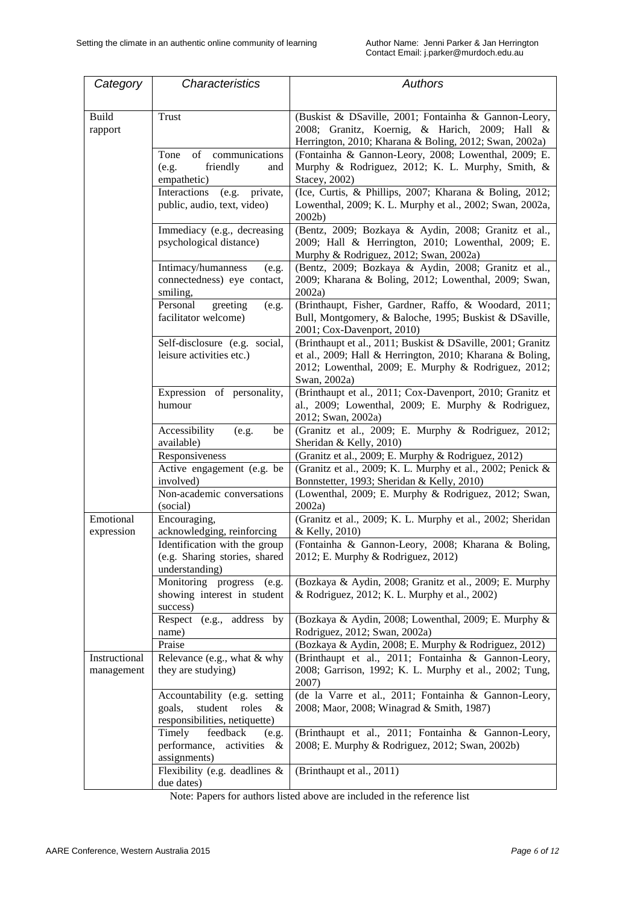| *Category* | *Characteristics* | *Authors* |
|---|---|---|
| Build rapport | Trust | (Buskist & DSaville, 2001; Fontainha & Gannon-Leory, 2008; Granitz, Koernig, & Harich, 2009; Hall & Herrington, 2010; Kharana & Boling, 2012; Swan, 2002a) |
| | Tone of communications (e.g. friendly and empathetic) | (Fontainha & Gannon-Leory, 2008; Lowenthal, 2009; E. Murphy & Rodriguez, 2012; K. L. Murphy, Smith, & Stacey, 2002) |
| | Interactions (e.g. private, public, audio, text, video) | (Ice, Curtis, & Phillips, 2007; Kharana & Boling, 2012; Lowenthal, 2009; K. L. Murphy et al., 2002; Swan, 2002a, 2002b) |
| | Immediacy (e.g., decreasing psychological distance) | (Bentz, 2009; Bozkaya & Aydin, 2008; Granitz et al., 2009; Hall & Herrington, 2010; Lowenthal, 2009; E. Murphy & Rodriguez, 2012; Swan, 2002a) |
| | Intimacy/humanness (e.g. connectedness) eye contact, smiling, | (Bentz, 2009; Bozkaya & Aydin, 2008; Granitz et al., 2009; Kharana & Boling, 2012; Lowenthal, 2009; Swan, 2002a) |
| | Personal greeting (e.g. facilitator welcome) | (Brinthaupt, Fisher, Gardner, Raffo, & Woodard, 2011; Bull, Montgomery, & Baloche, 1995; Buskist & DSaville, 2001; Cox-Davenport, 2010) |
| | Self-disclosure (e.g. social, leisure activities etc.) | (Brinthaupt et al., 2011; Buskist & DSaville, 2001; Granitz et al., 2009; Hall & Herrington, 2010; Kharana & Boling, 2012; Lowenthal, 2009; E. Murphy & Rodriguez, 2012; Swan, 2002a) |
| | Expression of personality, humour | (Brinthaupt et al., 2011; Cox-Davenport, 2010; Granitz et al., 2009; Lowenthal, 2009; E. Murphy & Rodriguez, 2012; Swan, 2002a) |
| | Accessibility (e.g. be available) | (Granitz et al., 2009; E. Murphy & Rodriguez, 2012; Sheridan & Kelly, 2010) |
| | Responsiveness | (Granitz et al., 2009; E. Murphy & Rodriguez, 2012) |
| | Active engagement (e.g. be involved) | (Granitz et al., 2009; K. L. Murphy et al., 2002; Penick & Bonnstetter, 1993; Sheridan & Kelly, 2010) |
| | Non-academic conversations (social) | (Lowenthal, 2009; E. Murphy & Rodriguez, 2012; Swan, 2002a) |
| Emotional expression | Encouraging, acknowledging, reinforcing | (Granitz et al., 2009; K. L. Murphy et al., 2002; Sheridan & Kelly, 2010) |
| | Identification with the group (e.g. Sharing stories, shared understanding) | (Fontainha & Gannon-Leory, 2008; Kharana & Boling, 2012; E. Murphy & Rodriguez, 2012) |
| | Monitoring progress (e.g. showing interest in student success) | (Bozkaya & Aydin, 2008; Granitz et al., 2009; E. Murphy & Rodriguez, 2012; K. L. Murphy et al., 2002) |
| | Respect (e.g., address by name) | (Bozkaya & Aydin, 2008; Lowenthal, 2009; E. Murphy & Rodriguez, 2012; Swan, 2002a) |
| | Praise | (Bozkaya & Aydin, 2008; E. Murphy & Rodriguez, 2012) |
| Instructional management | Relevance (e.g., what & why they are studying) | (Brinthaupt et al., 2011; Fontainha & Gannon-Leory, 2008; Garrison, 1992; K. L. Murphy et al., 2002; Tung, 2007) |
| | Accountability (e.g. setting goals, student roles & responsibilities, netiquette) | (de la Varre et al., 2011; Fontainha & Gannon-Leory, 2008; Maor, 2008; Winagrad & Smith, 1987) |
| | Timely feedback (e.g. performance, activities & assignments) | (Brinthaupt et al., 2011; Fontainha & Gannon-Leory, 2008; E. Murphy & Rodriguez, 2012; Swan, 2002b) |
| | Flexibility (e.g. deadlines & due dates) | (Brinthaupt et al., 2011) |

Note: Papers for authors listed above are included in the reference list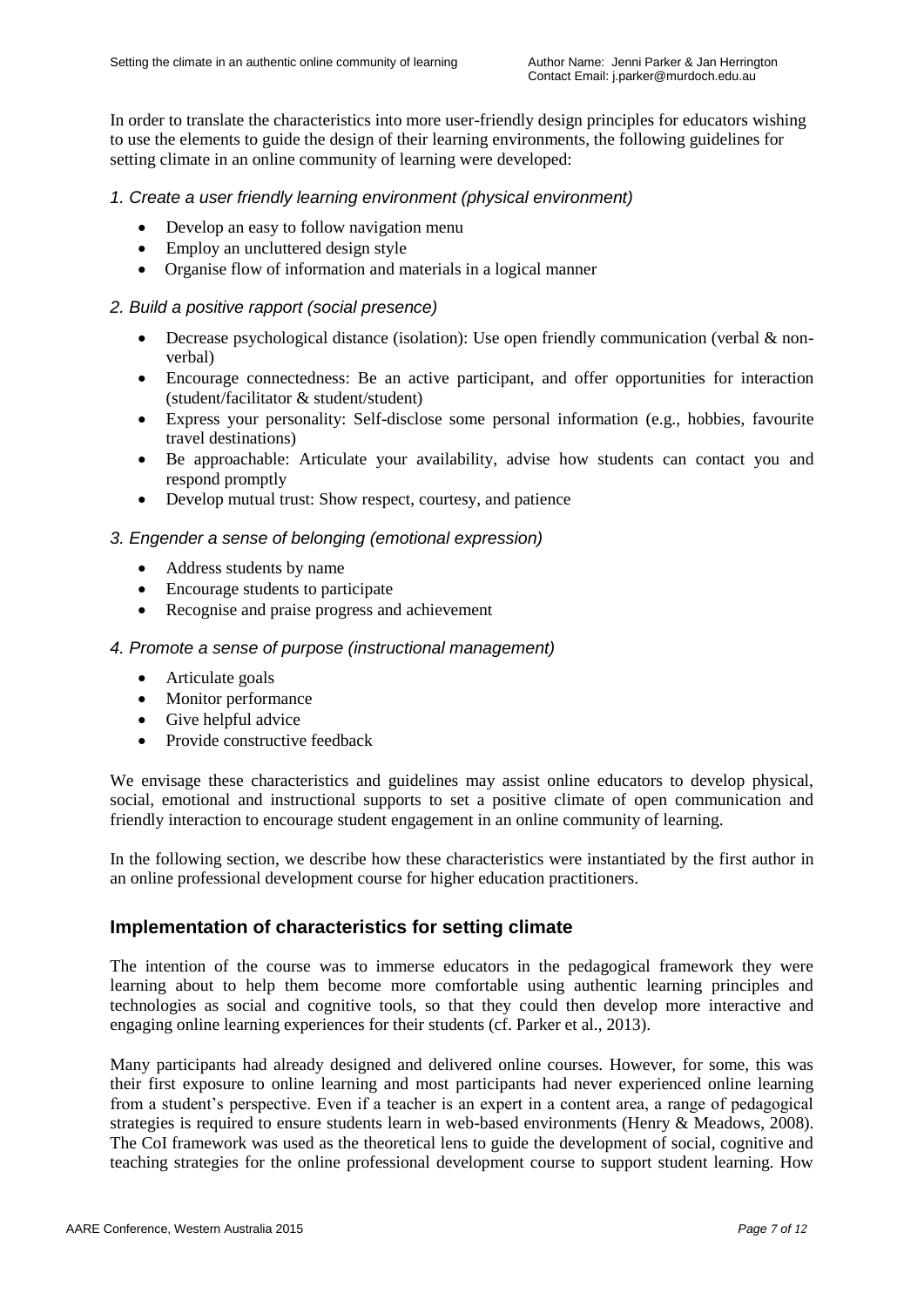In order to translate the characteristics into more user-friendly design principles for educators wishing to use the elements to guide the design of their learning environments, the following guidelines for setting climate in an online community of learning were developed:

*1. Create a user friendly learning environment (physical environment)*

- Develop an easy to follow navigation menu
- Employ an uncluttered design style
- Organise flow of information and materials in a logical manner

*2. Build a positive rapport (social presence)*

- Decrease psychological distance (isolation): Use open friendly communication (verbal & non-verbal)
- Encourage connectedness: Be an active participant, and offer opportunities for interaction (student/facilitator & student/student)
- Express your personality: Self-disclose some personal information (e.g., hobbies, favourite travel destinations)
- Be approachable: Articulate your availability, advise how students can contact you and respond promptly
- Develop mutual trust: Show respect, courtesy, and patience

*3. Engender a sense of belonging (emotional expression)*

- Address students by name
- Encourage students to participate
- Recognise and praise progress and achievement

*4. Promote a sense of purpose (instructional management)*

- Articulate goals
- Monitor performance
- Give helpful advice
- Provide constructive feedback

We envisage these characteristics and guidelines may assist online educators to develop physical, social, emotional and instructional supports to set a positive climate of open communication and friendly interaction to encourage student engagement in an online community of learning.

In the following section, we describe how these characteristics were instantiated by the first author in an online professional development course for higher education practitioners.

## Implementation of characteristics for setting climate

The intention of the course was to immerse educators in the pedagogical framework they were learning about to help them become more comfortable using authentic learning principles and technologies as social and cognitive tools, so that they could then develop more interactive and engaging online learning experiences for their students (cf. Parker et al., 2013).

Many participants had already designed and delivered online courses. However, for some, this was their first exposure to online learning and most participants had never experienced online learning from a student's perspective. Even if a teacher is an expert in a content area, a range of pedagogical strategies is required to ensure students learn in web-based environments (Henry & Meadows, 2008). The CoI framework was used as the theoretical lens to guide the development of social, cognitive and teaching strategies for the online professional development course to support student learning. How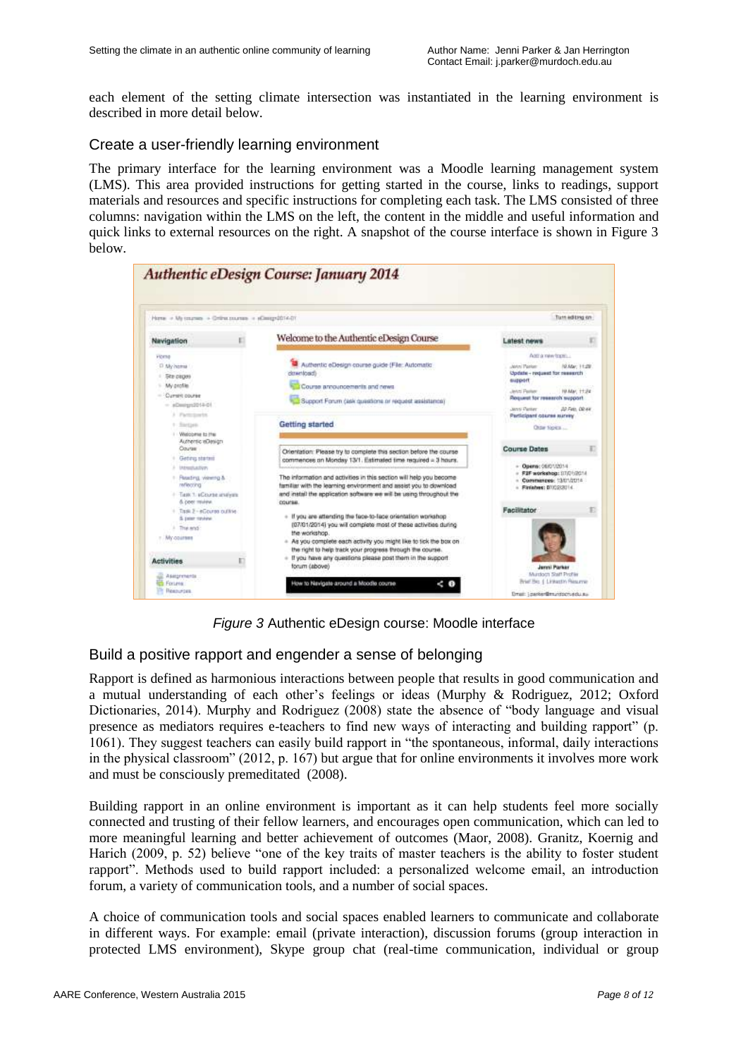each element of the setting climate intersection was instantiated in the learning environment is described in more detail below.

## Create a user-friendly learning environment

The primary interface for the learning environment was a Moodle learning management system (LMS). This area provided instructions for getting started in the course, links to readings, support materials and resources and specific instructions for completing each task. The LMS consisted of three columns: navigation within the LMS on the left, the content in the middle and useful information and quick links to external resources on the right. A snapshot of the course interface is shown in Figure 3 below.

*Figure 3* Authentic eDesign course: Moodle interface

## Build a positive rapport and engender a sense of belonging

Rapport is defined as harmonious interactions between people that results in good communication and a mutual understanding of each other's feelings or ideas (Murphy & Rodriguez, 2012; Oxford Dictionaries, 2014). Murphy and Rodriguez (2008) state the absence of "body language and visual presence as mediators requires e-teachers to find new ways of interacting and building rapport" (p. 1061). They suggest teachers can easily build rapport in "the spontaneous, informal, daily interactions in the physical classroom" (2012, p. 167) but argue that for online environments it involves more work and must be consciously premeditated (2008).

Building rapport in an online environment is important as it can help students feel more socially connected and trusting of their fellow learners, and encourages open communication, which can led to more meaningful learning and better achievement of outcomes (Maor, 2008). Granitz, Koernig and Harich (2009, p. 52) believe "one of the key traits of master teachers is the ability to foster student rapport". Methods used to build rapport included: a personalized welcome email, an introduction forum, a variety of communication tools, and a number of social spaces.

A choice of communication tools and social spaces enabled learners to communicate and collaborate in different ways. For example: email (private interaction), discussion forums (group interaction in protected LMS environment), Skype group chat (real-time communication, individual or group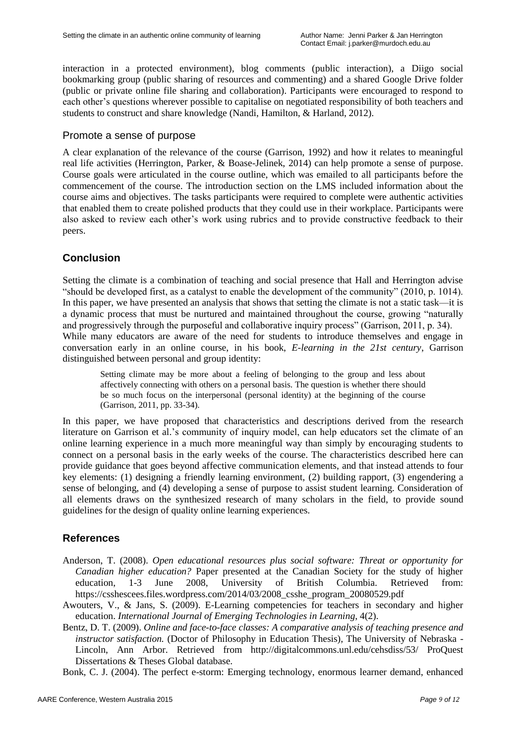interaction in a protected environment), blog comments (public interaction), a Diigo social bookmarking group (public sharing of resources and commenting) and a shared Google Drive folder (public or private online file sharing and collaboration). Participants were encouraged to respond to each other's questions wherever possible to capitalise on negotiated responsibility of both teachers and students to construct and share knowledge (Nandi, Hamilton, & Harland, 2012).

### Promote a sense of purpose

A clear explanation of the relevance of the course (Garrison, 1992) and how it relates to meaningful real life activities (Herrington, Parker, & Boase-Jelinek, 2014) can help promote a sense of purpose. Course goals were articulated in the course outline, which was emailed to all participants before the commencement of the course. The introduction section on the LMS included information about the course aims and objectives. The tasks participants were required to complete were authentic activities that enabled them to create polished products that they could use in their workplace. Participants were also asked to review each other's work using rubrics and to provide constructive feedback to their peers.

## Conclusion

Setting the climate is a combination of teaching and social presence that Hall and Herrington advise "should be developed first, as a catalyst to enable the development of the community" (2010, p. 1014). In this paper, we have presented an analysis that shows that setting the climate is not a static task—it is a dynamic process that must be nurtured and maintained throughout the course, growing "naturally and progressively through the purposeful and collaborative inquiry process" (Garrison, 2011, p. 34).
While many educators are aware of the need for students to introduce themselves and engage in conversation early in an online course, in his book, *E-learning in the 21st century*, Garrison distinguished between personal and group identity:

> Setting climate may be more about a feeling of belonging to the group and less about affectively connecting with others on a personal basis. The question is whether there should be so much focus on the interpersonal (personal identity) at the beginning of the course (Garrison, 2011, pp. 33-34).

In this paper, we have proposed that characteristics and descriptions derived from the research literature on Garrison et al.'s community of inquiry model, can help educators set the climate of an online learning experience in a much more meaningful way than simply by encouraging students to connect on a personal basis in the early weeks of the course. The characteristics described here can provide guidance that goes beyond affective communication elements, and that instead attends to four key elements: (1) designing a friendly learning environment, (2) building rapport, (3) engendering a sense of belonging, and (4) developing a sense of purpose to assist student learning. Consideration of all elements draws on the synthesized research of many scholars in the field, to provide sound guidelines for the design of quality online learning experiences.

## References

Anderson, T. (2008). *Open educational resources plus social software: Threat or opportunity for Canadian higher education?* Paper presented at the Canadian Society for the study of higher education, 1-3 June 2008, University of British Columbia. Retrieved from: https://csshescees.files.wordpress.com/2014/03/2008_csshe_program_20080529.pdf

Awouters, V., & Jans, S. (2009). E-Learning competencies for teachers in secondary and higher education. *International Journal of Emerging Technologies in Learning*, 4(2).

Bentz, D. T. (2009). *Online and face-to-face classes: A comparative analysis of teaching presence and instructor satisfaction.* (Doctor of Philosophy in Education Thesis), The University of Nebraska - Lincoln, Ann Arbor. Retrieved from http://digitalcommons.unl.edu/cehsdiss/53/ ProQuest Dissertations & Theses Global database.

Bonk, C. J. (2004). The perfect e-storm: Emerging technology, enormous learner demand, enhanced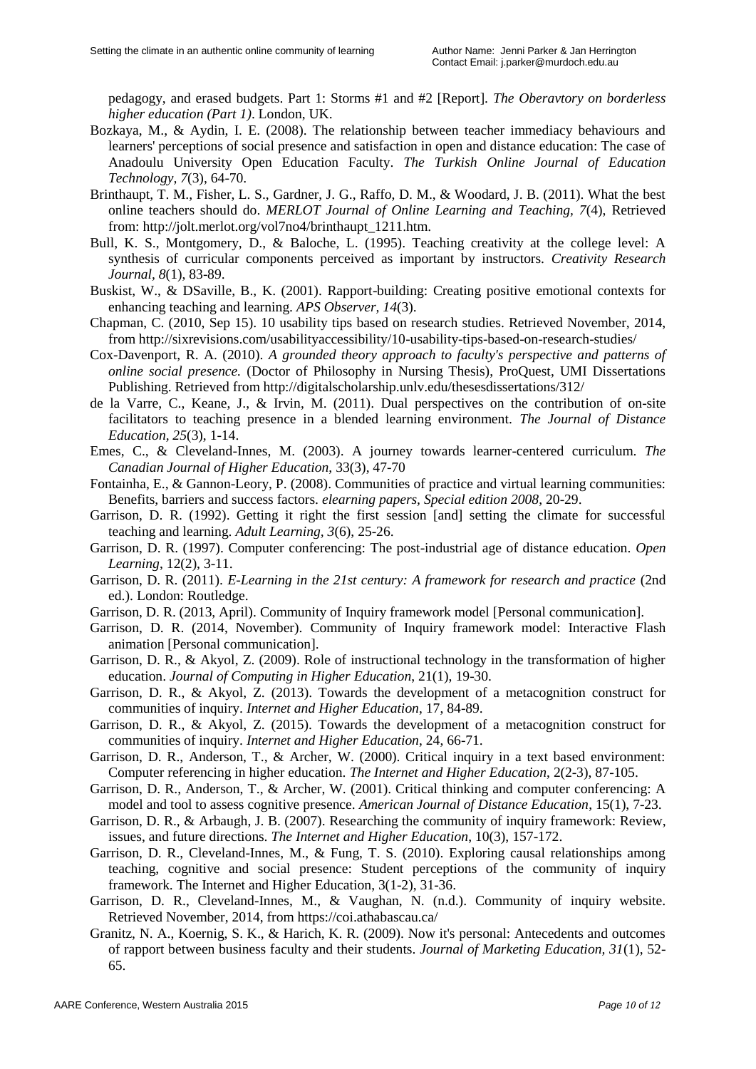pedagogy, and erased budgets. Part 1: Storms #1 and #2 [Report]. *The Oberavtory on borderless higher education (Part 1)*. London, UK.

Bozkaya, M., & Aydin, I. E. (2008). The relationship between teacher immediacy behaviours and learners' perceptions of social presence and satisfaction in open and distance education: The case of Anadoulu University Open Education Faculty. *The Turkish Online Journal of Education Technology, 7*(3), 64-70.

Brinthaupt, T. M., Fisher, L. S., Gardner, J. G., Raffo, D. M., & Woodard, J. B. (2011). What the best online teachers should do. *MERLOT Journal of Online Learning and Teaching, 7*(4), Retrieved from: http://jolt.merlot.org/vol7no4/brinthaupt_1211.htm.

Bull, K. S., Montgomery, D., & Baloche, L. (1995). Teaching creativity at the college level: A synthesis of curricular components perceived as important by instructors. *Creativity Research Journal, 8*(1), 83-89.

Buskist, W., & DSaville, B., K. (2001). Rapport-building: Creating positive emotional contexts for enhancing teaching and learning. *APS Observer, 14*(3).

Chapman, C. (2010, Sep 15). 10 usability tips based on research studies. Retrieved November, 2014, from http://sixrevisions.com/usabilityaccessibility/10-usability-tips-based-on-research-studies/

Cox-Davenport, R. A. (2010). *A grounded theory approach to faculty's perspective and patterns of online social presence.* (Doctor of Philosophy in Nursing Thesis), ProQuest, UMI Dissertations Publishing. Retrieved from http://digitalscholarship.unlv.edu/thesesdissertations/312/

de la Varre, C., Keane, J., & Irvin, M. (2011). Dual perspectives on the contribution of on-site facilitators to teaching presence in a blended learning environment. *The Journal of Distance Education, 25*(3), 1-14.

Emes, C., & Cleveland-Innes, M. (2003). A journey towards learner-centered curriculum. *The Canadian Journal of Higher Education,* 33(3), 47-70

Fontainha, E., & Gannon-Leory, P. (2008). Communities of practice and virtual learning communities: Benefits, barriers and success factors. *elearning papers, Special edition 2008*, 20-29.

Garrison, D. R. (1992). Getting it right the first session [and] setting the climate for successful teaching and learning. *Adult Learning, 3*(6), 25-26.

Garrison, D. R. (1997). Computer conferencing: The post-industrial age of distance education. *Open Learning*, 12(2), 3-11.

Garrison, D. R. (2011). *E-Learning in the 21st century: A framework for research and practice* (2nd ed.). London: Routledge.

Garrison, D. R. (2013, April). Community of Inquiry framework model [Personal communication].

Garrison, D. R. (2014, November). Community of Inquiry framework model: Interactive Flash animation [Personal communication].

Garrison, D. R., & Akyol, Z. (2009). Role of instructional technology in the transformation of higher education. *Journal of Computing in Higher Education*, 21(1), 19-30.

Garrison, D. R., & Akyol, Z. (2013). Towards the development of a metacognition construct for communities of inquiry. *Internet and Higher Education*, 17, 84-89.

Garrison, D. R., & Akyol, Z. (2015). Towards the development of a metacognition construct for communities of inquiry. *Internet and Higher Education*, 24, 66-71.

Garrison, D. R., Anderson, T., & Archer, W. (2000). Critical inquiry in a text based environment: Computer referencing in higher education. *The Internet and Higher Education*, 2(2-3), 87-105.

Garrison, D. R., Anderson, T., & Archer, W. (2001). Critical thinking and computer conferencing: A model and tool to assess cognitive presence. *American Journal of Distance Education*, 15(1), 7-23.

Garrison, D. R., & Arbaugh, J. B. (2007). Researching the community of inquiry framework: Review, issues, and future directions. *The Internet and Higher Education*, 10(3), 157-172.

Garrison, D. R., Cleveland-Innes, M., & Fung, T. S. (2010). Exploring causal relationships among teaching, cognitive and social presence: Student perceptions of the community of inquiry framework. The Internet and Higher Education, 3(1-2), 31-36.

Garrison, D. R., Cleveland-Innes, M., & Vaughan, N. (n.d.). Community of inquiry website. Retrieved November, 2014, from https://coi.athabascau.ca/

Granitz, N. A., Koernig, S. K., & Harich, K. R. (2009). Now it's personal: Antecedents and outcomes of rapport between business faculty and their students. *Journal of Marketing Education, 31*(1), 52-65.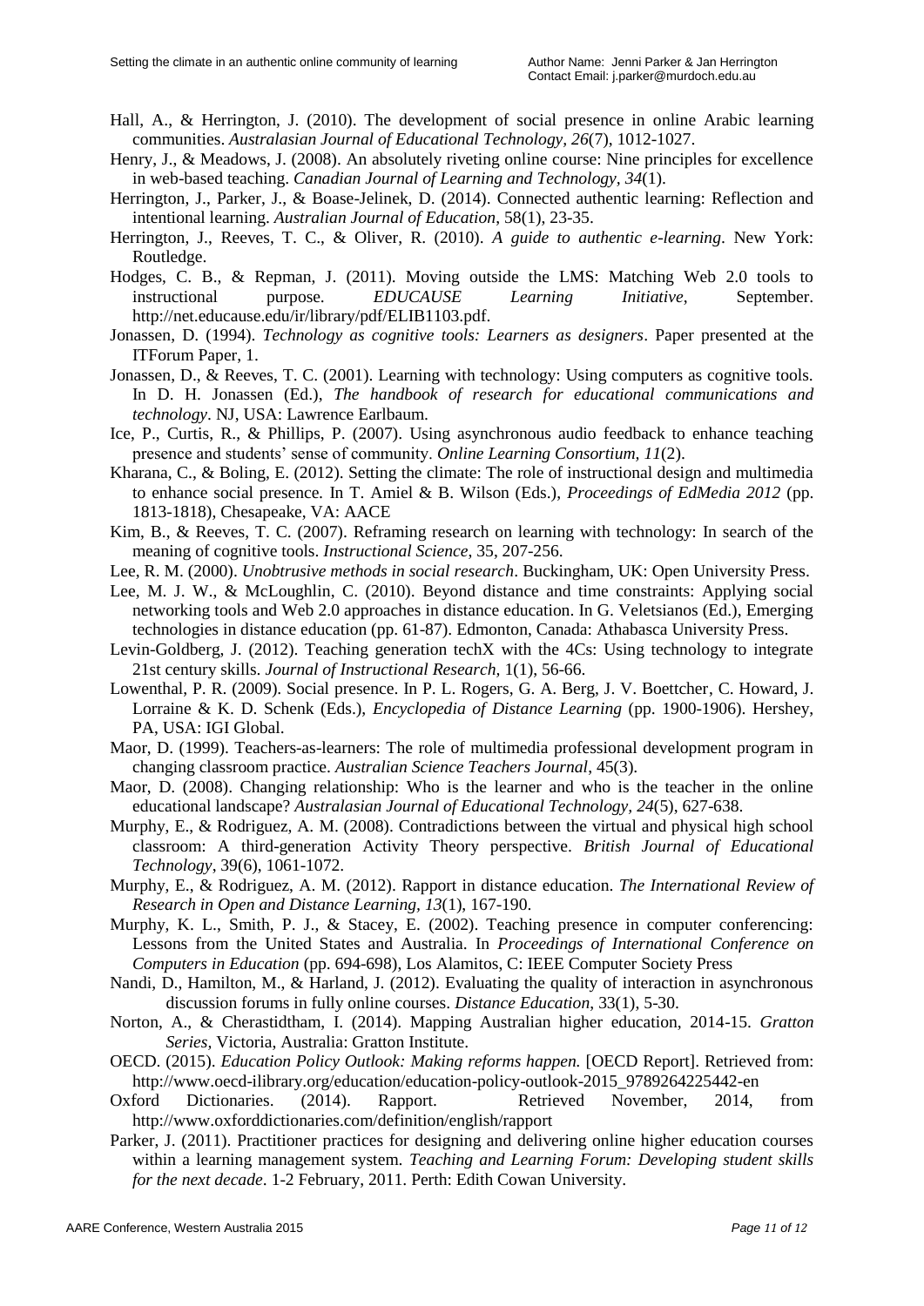Hall, A., & Herrington, J. (2010). The development of social presence in online Arabic learning communities. *Australasian Journal of Educational Technology, 26*(7), 1012-1027.

Henry, J., & Meadows, J. (2008). An absolutely riveting online course: Nine principles for excellence in web-based teaching. *Canadian Journal of Learning and Technology, 34*(1).

Herrington, J., Parker, J., & Boase-Jelinek, D. (2014). Connected authentic learning: Reflection and intentional learning. *Australian Journal of Education*, 58(1), 23-35.

Herrington, J., Reeves, T. C., & Oliver, R. (2010). *A guide to authentic e-learning*. New York: Routledge.

Hodges, C. B., & Repman, J. (2011). Moving outside the LMS: Matching Web 2.0 tools to instructional purpose. *EDUCAUSE Learning Initiative*, September. http://net.educause.edu/ir/library/pdf/ELIB1103.pdf.

Jonassen, D. (1994). *Technology as cognitive tools: Learners as designers*. Paper presented at the ITForum Paper, 1.

Jonassen, D., & Reeves, T. C. (2001). Learning with technology: Using computers as cognitive tools. In D. H. Jonassen (Ed.), *The handbook of research for educational communications and technology*. NJ, USA: Lawrence Earlbaum.

Ice, P., Curtis, R., & Phillips, P. (2007). Using asynchronous audio feedback to enhance teaching presence and students' sense of community. *Online Learning Consortium, 11*(2).

Kharana, C., & Boling, E. (2012). Setting the climate: The role of instructional design and multimedia to enhance social presence*.* In T. Amiel & B. Wilson (Eds.), *Proceedings of EdMedia 2012* (pp. 1813-1818), Chesapeake, VA: AACE

Kim, B., & Reeves, T. C. (2007). Reframing research on learning with technology: In search of the meaning of cognitive tools. *Instructional Science*, 35, 207-256.

Lee, R. M. (2000). *Unobtrusive methods in social research*. Buckingham, UK: Open University Press.

Lee, M. J. W., & McLoughlin, C. (2010). Beyond distance and time constraints: Applying social networking tools and Web 2.0 approaches in distance education. In G. Veletsianos (Ed.), Emerging technologies in distance education (pp. 61-87). Edmonton, Canada: Athabasca University Press.

Levin-Goldberg, J. (2012). Teaching generation techX with the 4Cs: Using technology to integrate 21st century skills. *Journal of Instructional Research,* 1(1), 56-66.

Lowenthal, P. R. (2009). Social presence. In P. L. Rogers, G. A. Berg, J. V. Boettcher, C. Howard, J. Lorraine & K. D. Schenk (Eds.), *Encyclopedia of Distance Learning* (pp. 1900-1906). Hershey, PA, USA: IGI Global.

Maor, D. (1999). Teachers-as-learners: The role of multimedia professional development program in changing classroom practice. *Australian Science Teachers Journal*, 45(3).

Maor, D. (2008). Changing relationship: Who is the learner and who is the teacher in the online educational landscape? *Australasian Journal of Educational Technology, 24*(5), 627-638.

Murphy, E., & Rodriguez, A. M. (2008). Contradictions between the virtual and physical high school classroom: A third-generation Activity Theory perspective. *British Journal of Educational Technology*, 39(6), 1061-1072.

Murphy, E., & Rodriguez, A. M. (2012). Rapport in distance education. *The International Review of Research in Open and Distance Learning, 13*(1), 167-190.

Murphy, K. L., Smith, P. J., & Stacey, E. (2002). Teaching presence in computer conferencing: Lessons from the United States and Australia. In *Proceedings of International Conference on Computers in Education* (pp. 694-698), Los Alamitos, C: IEEE Computer Society Press

Nandi, D., Hamilton, M., & Harland, J. (2012). Evaluating the quality of interaction in asynchronous discussion forums in fully online courses. *Distance Education*, 33(1), 5-30.

Norton, A., & Cherastidtham, I. (2014). Mapping Australian higher education, 2014-15. *Gratton Series*, Victoria, Australia: Gratton Institute.

OECD. (2015). *Education Policy Outlook: Making reforms happen.* [OECD Report]. Retrieved from: http://www.oecd-ilibrary.org/education/education-policy-outlook-2015_9789264225442-en

Oxford Dictionaries. (2014). Rapport. Retrieved November, 2014, from http://www.oxforddictionaries.com/definition/english/rapport

Parker, J. (2011). Practitioner practices for designing and delivering online higher education courses within a learning management system. *Teaching and Learning Forum: Developing student skills for the next decade*. 1-2 February, 2011. Perth: Edith Cowan University.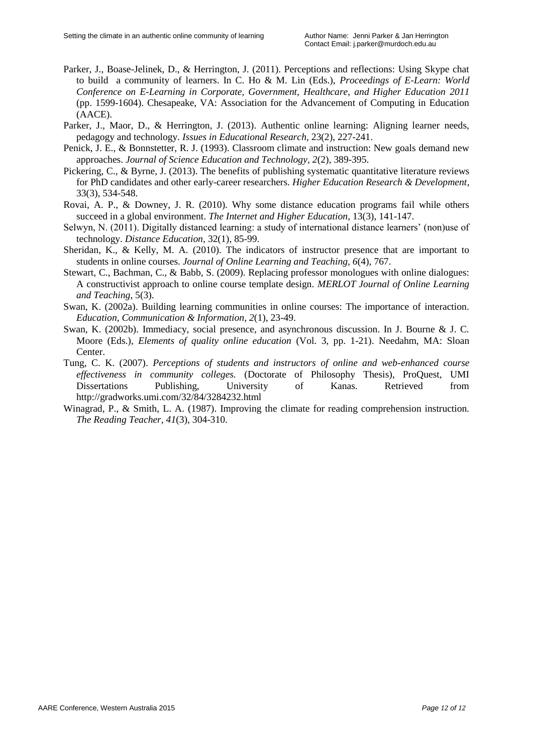Parker, J., Boase-Jelinek, D., & Herrington, J. (2011). Perceptions and reflections: Using Skype chat to build a community of learners. In C. Ho & M. Lin (Eds.), *Proceedings of E-Learn: World Conference on E-Learning in Corporate, Government, Healthcare, and Higher Education 2011* (pp. 1599-1604). Chesapeake, VA: Association for the Advancement of Computing in Education (AACE).

Parker, J., Maor, D., & Herrington, J. (2013). Authentic online learning: Aligning learner needs, pedagogy and technology. *Issues in Educational Research*, 23(2), 227-241.

Penick, J. E., & Bonnstetter, R. J. (1993). Classroom climate and instruction: New goals demand new approaches. *Journal of Science Education and Technology, 2*(2), 389-395.

Pickering, C., & Byrne, J. (2013). The benefits of publishing systematic quantitative literature reviews for PhD candidates and other early-career researchers. *Higher Education Research & Development*, 33(3), 534-548.

Rovai, A. P., & Downey, J. R. (2010). Why some distance education programs fail while others succeed in a global environment. *The Internet and Higher Education*, 13(3), 141-147.

Selwyn, N. (2011). Digitally distanced learning: a study of international distance learners' (non)use of technology. *Distance Education*, 32(1), 85-99.

Sheridan, K., & Kelly, M. A. (2010). The indicators of instructor presence that are important to students in online courses. *Journal of Online Learning and Teaching, 6*(4), 767.

Stewart, C., Bachman, C., & Babb, S. (2009). Replacing professor monologues with online dialogues: A constructivist approach to online course template design. *MERLOT Journal of Online Learning and Teaching*, 5(3).

Swan, K. (2002a). Building learning communities in online courses: The importance of interaction. *Education, Communication & Information, 2*(1), 23-49.

Swan, K. (2002b). Immediacy, social presence, and asynchronous discussion. In J. Bourne & J. C. Moore (Eds.), *Elements of quality online education* (Vol. 3, pp. 1-21). Needahm, MA: Sloan Center.

Tung, C. K. (2007). *Perceptions of students and instructors of online and web-enhanced course effectiveness in community colleges.* (Doctorate of Philosophy Thesis), ProQuest, UMI Dissertations Publishing, University of Kanas. Retrieved from http://gradworks.umi.com/32/84/3284232.html

Winagrad, P., & Smith, L. A. (1987). Improving the climate for reading comprehension instruction. *The Reading Teacher, 41*(3), 304-310.